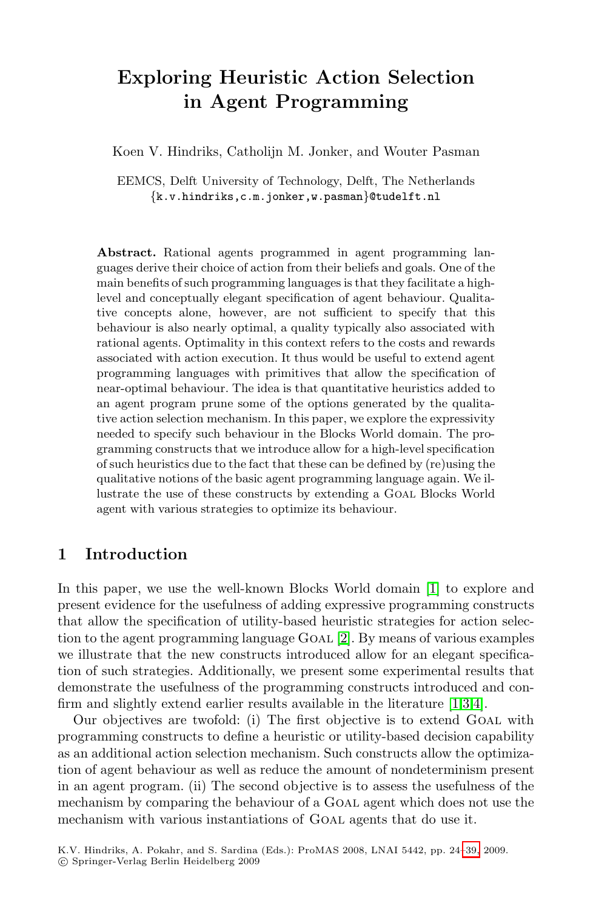# Exploring Heuristic Action Selection in Agent Programming

Koen V. Hindriks, Catholijn M. Jonker, and Wouter Pasman

EEMCS, Delft University of Technology, Delft, The Netherlands
{k.v.hindriks,c.m.jonker,w.pasman}@tudelft.nl

**Abstract.** Rational agents programmed in agent programming languages derive their choice of action from their beliefs and goals. One of the main benefits of such programming languages is that they facilitate a high-level and conceptually elegant specification of agent behaviour. Qualitative concepts alone, however, are not sufficient to specify that this behaviour is also nearly optimal, a quality typically also associated with rational agents. Optimality in this context refers to the costs and rewards associated with action execution. It thus would be useful to extend agent programming languages with primitives that allow the specification of near-optimal behaviour. The idea is that quantitative heuristics added to an agent program prune some of the options generated by the qualitative action selection mechanism. In this paper, we explore the expressivity needed to specify such behaviour in the Blocks World domain. The programming constructs that we introduce allow for a high-level specification of such heuristics due to the fact that these can be defined by (re)using the qualitative notions of the basic agent programming language again. We illustrate the use of these constructs by extending a Goal Blocks World agent with various strategies to optimize its behaviour.

## 1 Introduction

In this paper, we use the well-known Blocks World domain [1] to explore and present evidence for the usefulness of adding expressive programming constructs that allow the specification of utility-based heuristic strategies for action selection to the agent programming language Goal [2]. By means of various examples we illustrate that the new constructs introduced allow for an elegant specification of such strategies. Additionally, we present some experimental results that demonstrate the usefulness of the programming constructs introduced and confirm and slightly extend earlier results available in the literature [1,3,4].

Our objectives are twofold: (i) The first objective is to extend Goal with programming constructs to define a heuristic or utility-based decision capability as an additional action selection mechanism. Such constructs allow the optimization of agent behaviour as well as reduce the amount of nondeterminism present in an agent program. (ii) The second objective is to assess the usefulness of the mechanism by comparing the behaviour of a Goal agent which does not use the mechanism with various instantiations of Goal agents that do use it.

K.V. Hindriks, A. Pokahr, and S. Sardina (Eds.): ProMAS 2008, LNAI 5442, pp. 24–39, 2009.
© Springer-Verlag Berlin Heidelberg 2009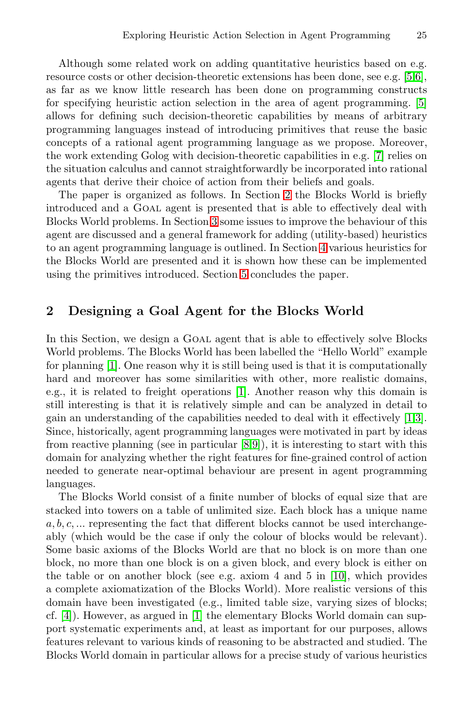Although some related work on adding quantitative heuristics based on e.g. resource costs or other decision-theoretic extensions has been done, see e.g. [5,6], as far as we know little research has been done on programming constructs for specifying heuristic action selection in the area of agent programming. [5] allows for defining such decision-theoretic capabilities by means of arbitrary programming languages instead of introducing primitives that reuse the basic concepts of a rational agent programming language as we propose. Moreover, the work extending Golog with decision-theoretic capabilities in e.g. [7] relies on the situation calculus and cannot straightforwardly be incorporated into rational agents that derive their choice of action from their beliefs and goals.

The paper is organized as follows. In Section 2 the Blocks World is briefly introduced and a Goal agent is presented that is able to effectively deal with Blocks World problems. In Section 3 some issues to improve the behaviour of this agent are discussed and a general framework for adding (utility-based) heuristics to an agent programming language is outlined. In Section 4 various heuristics for the Blocks World are presented and it is shown how these can be implemented using the primitives introduced. Section 5 concludes the paper.

## 2 Designing a Goal Agent for the Blocks World

In this Section, we design a Goal agent that is able to effectively solve Blocks World problems. The Blocks World has been labelled the "Hello World" example for planning [1]. One reason why it is still being used is that it is computationally hard and moreover has some similarities with other, more realistic domains, e.g., it is related to freight operations [1]. Another reason why this domain is still interesting is that it is relatively simple and can be analyzed in detail to gain an understanding of the capabilities needed to deal with it effectively [1,3]. Since, historically, agent programming languages were motivated in part by ideas from reactive planning (see in particular [8,9]), it is interesting to start with this domain for analyzing whether the right features for fine-grained control of action needed to generate near-optimal behaviour are present in agent programming languages.

The Blocks World consist of a finite number of blocks of equal size that are stacked into towers on a table of unlimited size. Each block has a unique name $a, b, c, ...$ representing the fact that different blocks cannot be used interchangeably (which would be the case if only the colour of blocks would be relevant). Some basic axioms of the Blocks World are that no block is on more than one block, no more than one block is on a given block, and every block is either on the table or on another block (see e.g. axiom 4 and 5 in [10], which provides a complete axiomatization of the Blocks World). More realistic versions of this domain have been investigated (e.g., limited table size, varying sizes of blocks; cf. [4]). However, as argued in [1] the elementary Blocks World domain can support systematic experiments and, at least as important for our purposes, allows features relevant to various kinds of reasoning to be abstracted and studied. The Blocks World domain in particular allows for a precise study of various heuristics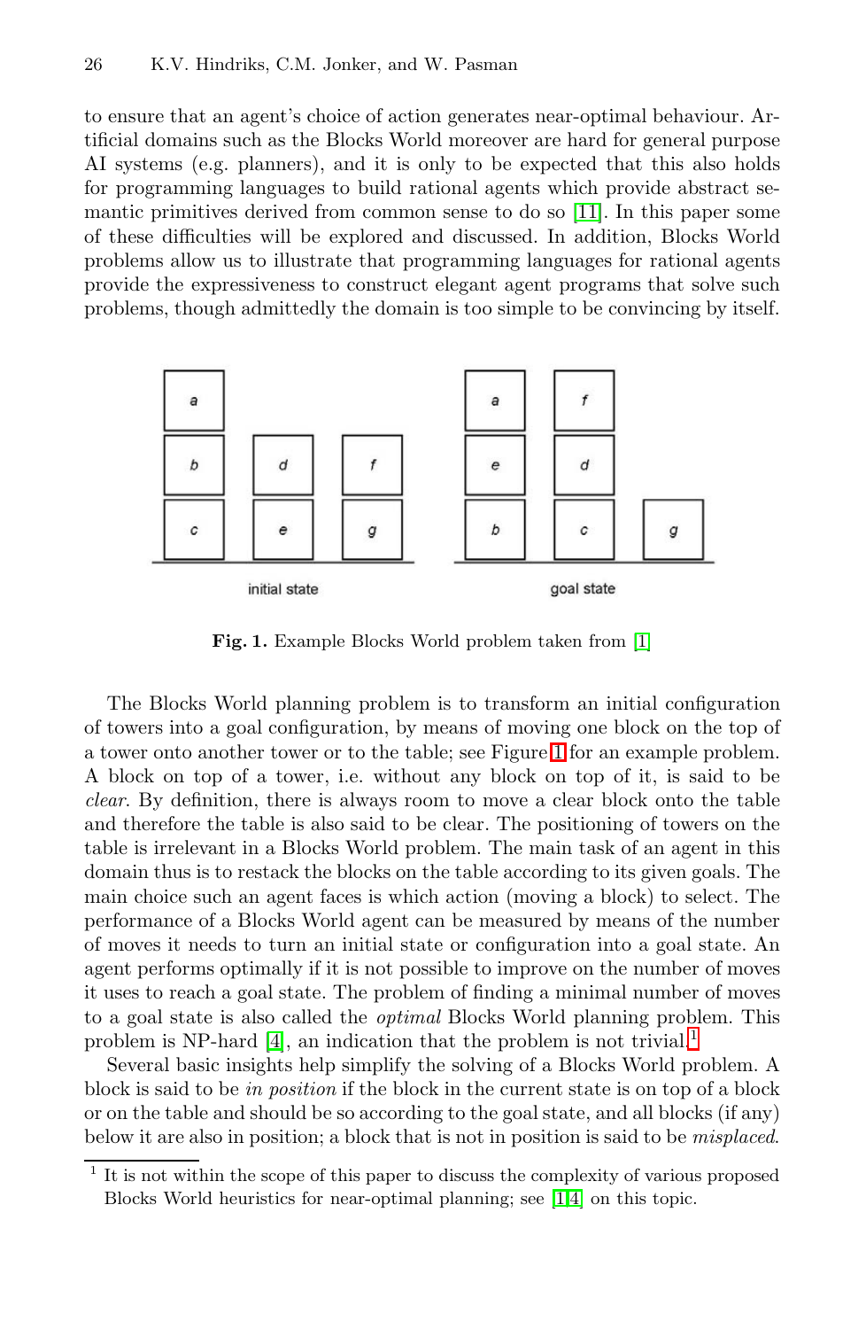to ensure that an agent's choice of action generates near-optimal behaviour. Artificial domains such as the Blocks World moreover are hard for general purpose AI systems (e.g. planners), and it is only to be expected that this also holds for programming languages to build rational agents which provide abstract semantic primitives derived from common sense to do so [11]. In this paper some of these difficulties will be explored and discussed. In addition, Blocks World problems allow us to illustrate that programming languages for rational agents provide the expressiveness to construct elegant agent programs that solve such problems, though admittedly the domain is too simple to be convincing by itself.

a
b
c
d
e
f
g
initial state

a
e
b
f
d
c
g
goal state

**Fig. 1.** Example Blocks World problem taken from [1]

The Blocks World planning problem is to transform an initial configuration of towers into a goal configuration, by means of moving one block on the top of a tower onto another tower or to the table; see Figure 1 for an example problem. A block on top of a tower, i.e. without any block on top of it, is said to be *clear*. By definition, there is always room to move a clear block onto the table and therefore the table is also said to be clear. The positioning of towers on the table is irrelevant in a Blocks World problem. The main task of an agent in this domain thus is to restack the blocks on the table according to its given goals. The main choice such an agent faces is which action (moving a block) to select. The performance of a Blocks World agent can be measured by means of the number of moves it needs to turn an initial state or configuration into a goal state. An agent performs optimally if it is not possible to improve on the number of moves it uses to reach a goal state. The problem of finding a minimal number of moves to a goal state is also called the *optimal* Blocks World planning problem. This problem is NP-hard [4], an indication that the problem is not trivial.[1]

Several basic insights help simplify the solving of a Blocks World problem. A block is said to be *in position* if the block in the current state is on top of a block or on the table and should be so according to the goal state, and all blocks (if any) below it are also in position; a block that is not in position is said to be *misplaced*.

[1] It is not within the scope of this paper to discuss the complexity of various proposed Blocks World heuristics for near-optimal planning; see [1,4] on this topic.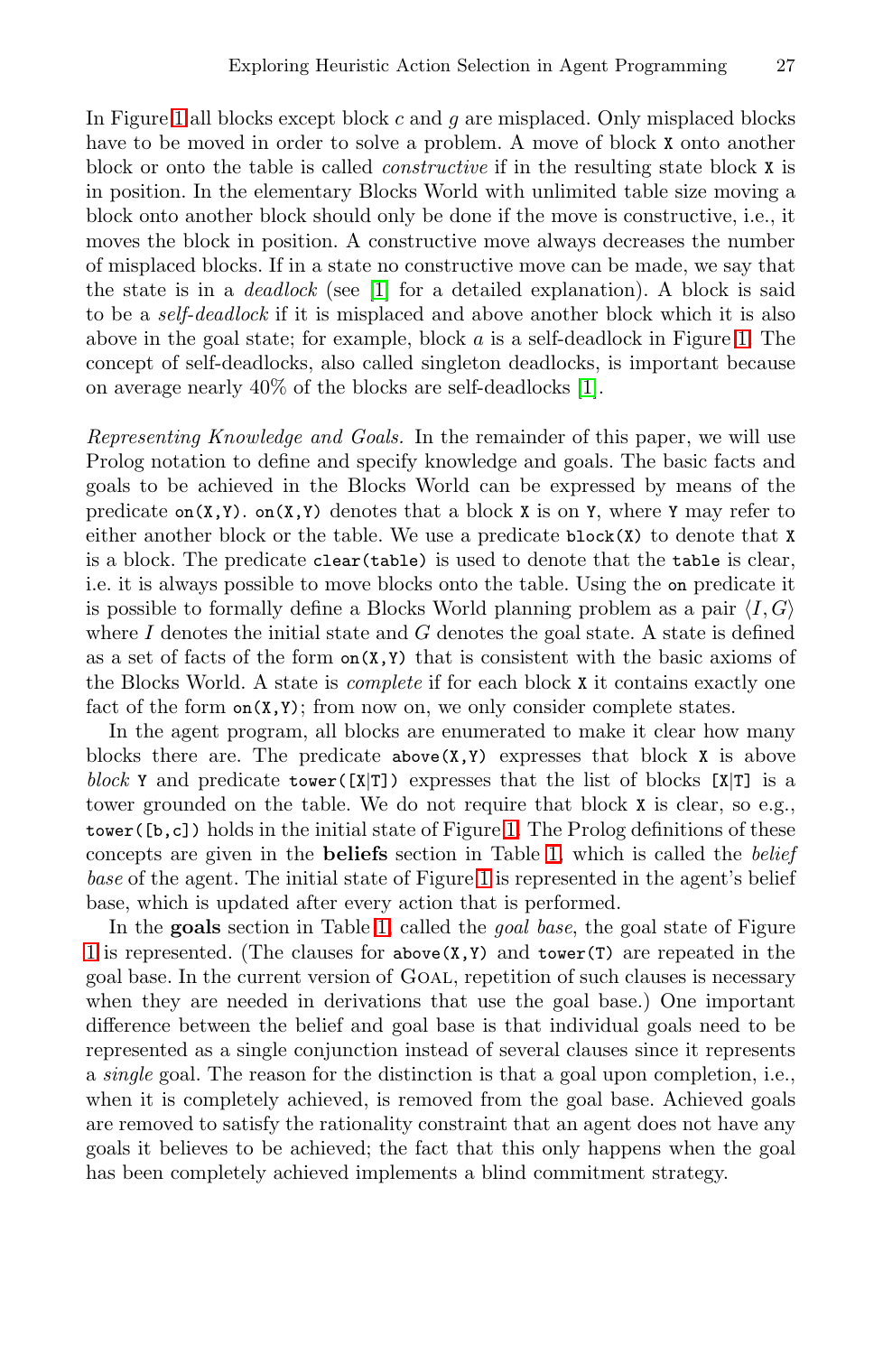In Figure 1 all blocks except block *c* and *g* are misplaced. Only misplaced blocks have to be moved in order to solve a problem. A move of block `X` onto another block or onto the table is called *constructive* if in the resulting state block `X` is in position. In the elementary Blocks World with unlimited table size moving a block onto another block should only be done if the move is constructive, i.e., it moves the block in position. A constructive move always decreases the number of misplaced blocks. If in a state no constructive move can be made, we say that the state is in a *deadlock* (see [1] for a detailed explanation). A block is said to be a *self-deadlock* if it is misplaced and above another block which it is also above in the goal state; for example, block *a* is a self-deadlock in Figure 1. The concept of self-deadlocks, also called singleton deadlocks, is important because on average nearly 40% of the blocks are self-deadlocks [1].

*Representing Knowledge and Goals.* In the remainder of this paper, we will use Prolog notation to define and specify knowledge and goals. The basic facts and goals to be achieved in the Blocks World can be expressed by means of the predicate `on(X,Y)`. `on(X,Y)` denotes that a block `X` is on `Y`, where `Y` may refer to either another block or the table. We use a predicate `block(X)` to denote that `X` is a block. The predicate `clear(table)` is used to denote that the `table` is clear, i.e. it is always possible to move blocks onto the table. Using the `on` predicate it is possible to formally define a Blocks World planning problem as a pair $\langle I, G \rangle$ where $I$ denotes the initial state and $G$ denotes the goal state. A state is defined as a set of facts of the form `on(X,Y)` that is consistent with the basic axioms of the Blocks World. A state is *complete* if for each block `X` it contains exactly one fact of the form `on(X,Y)`; from now on, we only consider complete states.

In the agent program, all blocks are enumerated to make it clear how many blocks there are. The predicate `above(X,Y)` expresses that block `X` is above *block* `Y` and predicate `tower([X|T])` expresses that the list of blocks `[X|T]` is a tower grounded on the table. We do not require that block `X` is clear, so e.g., `tower([b,c])` holds in the initial state of Figure 1. The Prolog definitions of these concepts are given in the **beliefs** section in Table 1, which is called the *belief base* of the agent. The initial state of Figure 1 is represented in the agent's belief base, which is updated after every action that is performed.

In the **goals** section in Table 1, called the *goal base*, the goal state of Figure 1 is represented. (The clauses for `above(X,Y)` and `tower(T)` are repeated in the goal base. In the current version of GOAL, repetition of such clauses is necessary when they are needed in derivations that use the goal base.) One important difference between the belief and goal base is that individual goals need to be represented as a single conjunction instead of several clauses since it represents a *single* goal. The reason for the distinction is that a goal upon completion, i.e., when it is completely achieved, is removed from the goal base. Achieved goals are removed to satisfy the rationality constraint that an agent does not have any goals it believes to be achieved; the fact that this only happens when the goal has been completely achieved implements a blind commitment strategy.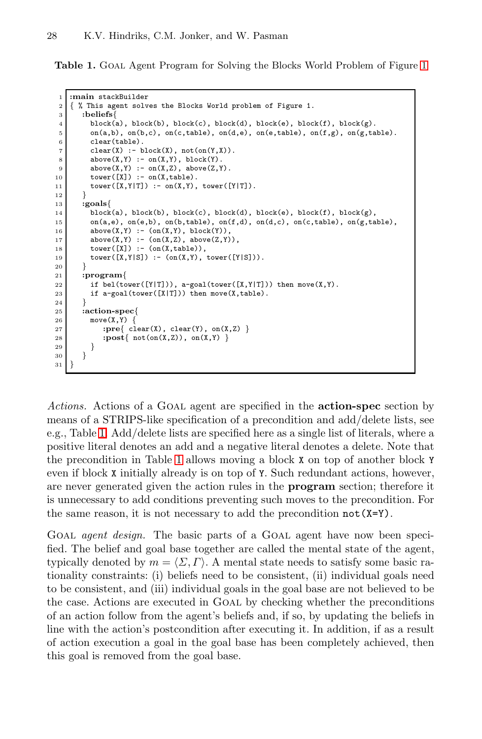**Table 1.** GOAL Agent Program for Solving the Blocks World Problem of Figure 1

```
1  :main stackBuilder
2  { % This agent solves the Blocks World problem of Figure 1.
3    :beliefs{
4      block(a), block(b), block(c), block(d), block(e), block(f), block(g).
5      on(a,b), on(b,c), on(c,table), on(d,e), on(e,table), on(f,g), on(g,table).
6      clear(table).
7      clear(X) :- block(X), not(on(Y,X)).
8      above(X,Y) :- on(X,Y), block(Y).
9      above(X,Y) :- on(X,Z), above(Z,Y).
10     tower([X]) :- on(X,table).
11     tower([X,Y|T]) :- on(X,Y), tower([Y|T]).
12   }
13   :goals{
14     block(a), block(b), block(c), block(d), block(e), block(f), block(g),
15     on(a,e), on(e,b), on(b,table), on(f,d), on(d,c), on(c,table), on(g,table),
16     above(X,Y) :- (on(X,Y), block(Y)),
17     above(X,Y) :- (on(X,Z), above(Z,Y)),
18     tower([X]) :- (on(X,table)),
19     tower([X,Y|S]) :- (on(X,Y), tower([Y|S])).
20   }
21   :program{
22     if bel(tower([Y|T])), a-goal(tower([X,Y|T])) then move(X,Y).
23     if a-goal(tower([X|T])) then move(X,table).
24   }
25   :action-spec{
26     move(X,Y) {
27        :pre{ clear(X), clear(Y), on(X,Z) }
28        :post{ not(on(X,Z)), on(X,Y) }
29     }
30   }
31 }
```

*Actions.* Actions of a GOAL agent are specified in the **action-spec** section by means of a STRIPS-like specification of a precondition and add/delete lists, see e.g., Table 1. Add/delete lists are specified here as a single list of literals, where a positive literal denotes an add and a negative literal denotes a delete. Note that the precondition in Table 1 allows moving a block `X` on top of another block `Y` even if block `X` initially already is on top of `Y`. Such redundant actions, however, are never generated given the action rules in the **program** section; therefore it is unnecessary to add conditions preventing such moves to the precondition. For the same reason, it is not necessary to add the precondition `not(X=Y)`.

GOAL *agent design.* The basic parts of a GOAL agent have now been specified. The belief and goal base together are called the mental state of the agent, typically denoted by $m = \langle \Sigma, \Gamma \rangle$. A mental state needs to satisfy some basic rationality constraints: (i) beliefs need to be consistent, (ii) individual goals need to be consistent, and (iii) individual goals in the goal base are not believed to be the case. Actions are executed in GOAL by checking whether the preconditions of an action follow from the agent's beliefs and, if so, by updating the beliefs in line with the action's postcondition after executing it. In addition, if as a result of action execution a goal in the goal base has been completely achieved, then this goal is removed from the goal base.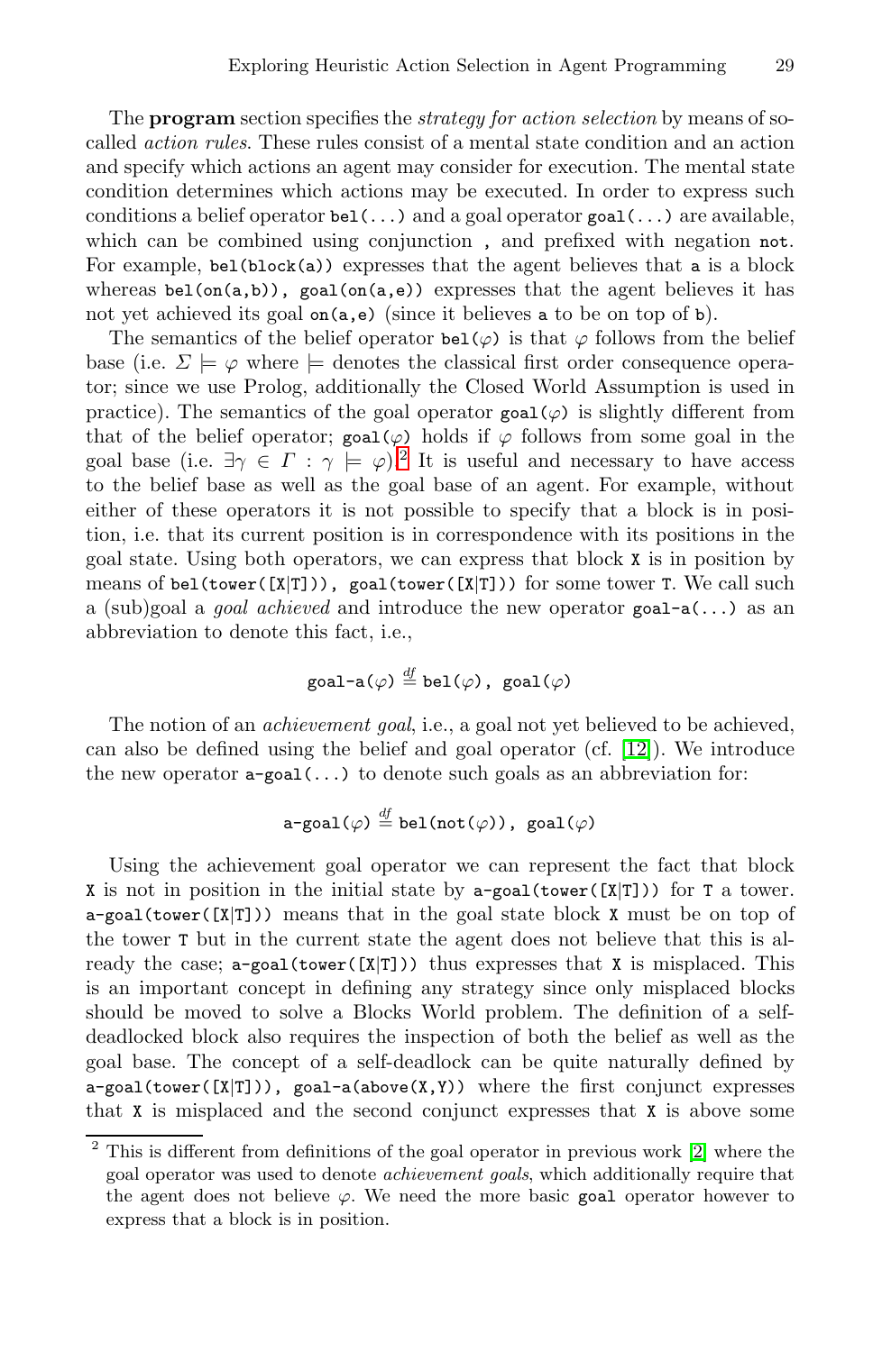The **program** section specifies the *strategy for action selection* by means of so-called *action rules*. These rules consist of a mental state condition and an action and specify which actions an agent may consider for execution. The mental state condition determines which actions may be executed. In order to express such conditions a belief operator `bel(...)` and a goal operator `goal(...)` are available, which can be combined using conjunction `,` and prefixed with negation `not`. For example, `bel(block(a))` expresses that the agent believes that `a` is a block whereas `bel(on(a,b)), goal(on(a,e))` expresses that the agent believes it has not yet achieved its goal `on(a,e)` (since it believes `a` to be on top of `b`).

The semantics of the belief operator `bel`($\varphi$) is that $\varphi$ follows from the belief base (i.e. $\Sigma \models \varphi$ where $\models$ denotes the classical first order consequence operator; since we use Prolog, additionally the Closed World Assumption is used in practice). The semantics of the goal operator `goal`($\varphi$) is slightly different from that of the belief operator; `goal`($\varphi$) holds if $\varphi$ follows from some goal in the goal base (i.e. $\exists \gamma \in \Gamma : \gamma \models \varphi$).[2] It is useful and necessary to have access to the belief base as well as the goal base of an agent. For example, without either of these operators it is not possible to specify that a block is in position, i.e. that its current position is in correspondence with its positions in the goal state. Using both operators, we can express that block `X` is in position by means of `bel(tower([X|T])), goal(tower([X|T]))` for some tower `T`. We call such a (sub)goal a *goal achieved* and introduce the new operator `goal-a(...)` as an abbreviation to denote this fact, i.e.,

$$\texttt{goal-a}(\varphi) \stackrel{df}{=} \texttt{bel}(\varphi),\ \texttt{goal}(\varphi)$$

The notion of an *achievement goal*, i.e., a goal not yet believed to be achieved, can also be defined using the belief and goal operator (cf. [12]). We introduce the new operator `a-goal(...)` to denote such goals as an abbreviation for:

$$\texttt{a-goal}(\varphi) \stackrel{df}{=} \texttt{bel(not(}\varphi\texttt{))},\ \texttt{goal}(\varphi)$$

Using the achievement goal operator we can represent the fact that block `X` is not in position in the initial state by `a-goal(tower([X|T]))` for `T` a tower. `a-goal(tower([X|T]))` means that in the goal state block `X` must be on top of the tower `T` but in the current state the agent does not believe that this is already the case; `a-goal(tower([X|T]))` thus expresses that `X` is misplaced. This is an important concept in defining any strategy since only misplaced blocks should be moved to solve a Blocks World problem. The definition of a self-deadlocked block also requires the inspection of both the belief as well as the goal base. The concept of a self-deadlock can be quite naturally defined by `a-goal(tower([X|T])), goal-a(above(X,Y))` where the first conjunct expresses that `X` is misplaced and the second conjunct expresses that `X` is above some

---

[2] This is different from definitions of the goal operator in previous work [2] where the goal operator was used to denote *achievement goals*, which additionally require that the agent does not believe $\varphi$. We need the more basic `goal` operator however to express that a block is in position.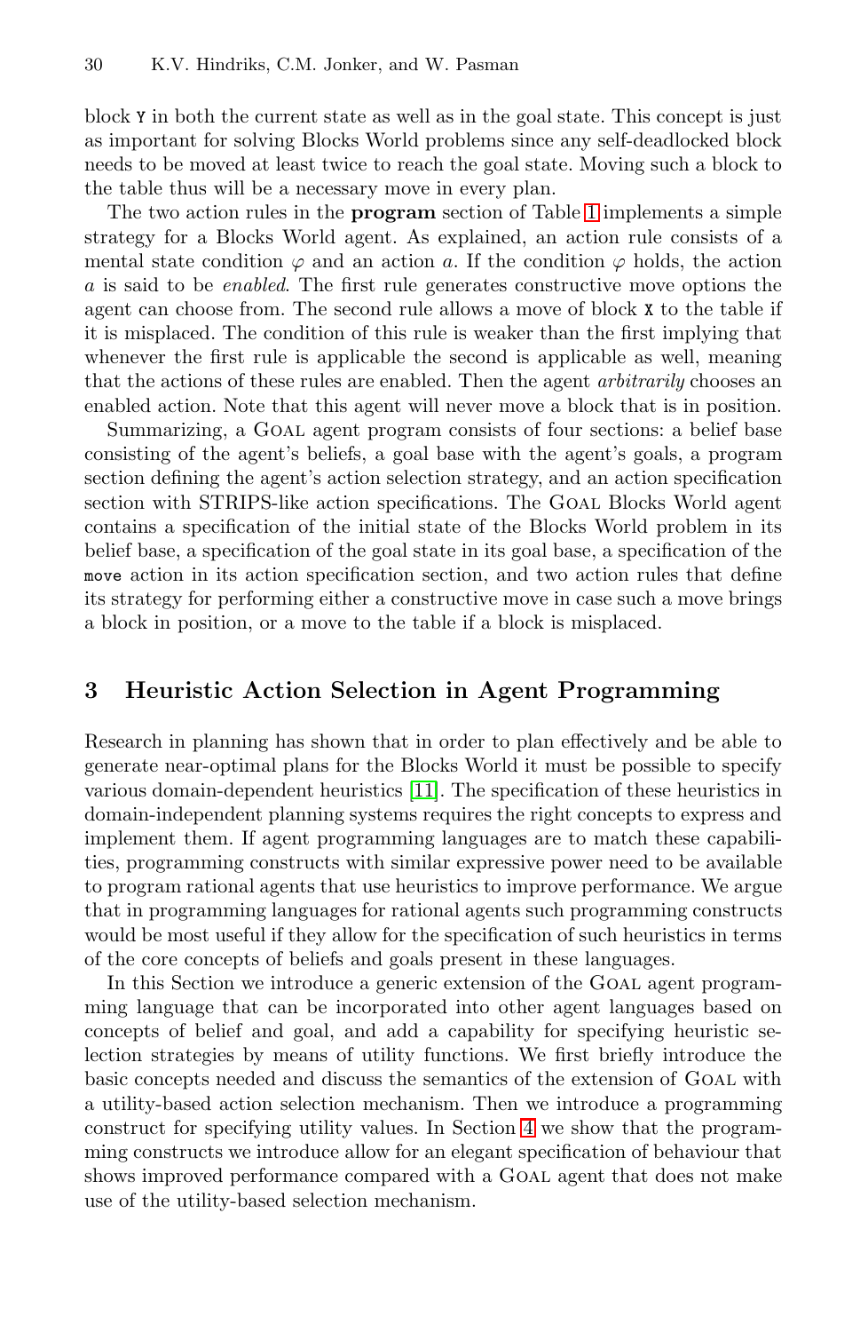block `Y` in both the current state as well as in the goal state. This concept is just as important for solving Blocks World problems since any self-deadlocked block needs to be moved at least twice to reach the goal state. Moving such a block to the table thus will be a necessary move in every plan.

The two action rules in the **program** section of Table 1 implements a simple strategy for a Blocks World agent. As explained, an action rule consists of a mental state condition $\varphi$ and an action $a$. If the condition $\varphi$ holds, the action $a$ is said to be *enabled*. The first rule generates constructive move options the agent can choose from. The second rule allows a move of block `X` to the table if it is misplaced. The condition of this rule is weaker than the first implying that whenever the first rule is applicable the second is applicable as well, meaning that the actions of these rules are enabled. Then the agent *arbitrarily* chooses an enabled action. Note that this agent will never move a block that is in position.

Summarizing, a Goal agent program consists of four sections: a belief base consisting of the agent's beliefs, a goal base with the agent's goals, a program section defining the agent's action selection strategy, and an action specification section with STRIPS-like action specifications. The Goal Blocks World agent contains a specification of the initial state of the Blocks World problem in its belief base, a specification of the goal state in its goal base, a specification of the `move` action in its action specification section, and two action rules that define its strategy for performing either a constructive move in case such a move brings a block in position, or a move to the table if a block is misplaced.

## 3 Heuristic Action Selection in Agent Programming

Research in planning has shown that in order to plan effectively and be able to generate near-optimal plans for the Blocks World it must be possible to specify various domain-dependent heuristics [11]. The specification of these heuristics in domain-independent planning systems requires the right concepts to express and implement them. If agent programming languages are to match these capabilities, programming constructs with similar expressive power need to be available to program rational agents that use heuristics to improve performance. We argue that in programming languages for rational agents such programming constructs would be most useful if they allow for the specification of such heuristics in terms of the core concepts of beliefs and goals present in these languages.

In this Section we introduce a generic extension of the Goal agent programming language that can be incorporated into other agent languages based on concepts of belief and goal, and add a capability for specifying heuristic selection strategies by means of utility functions. We first briefly introduce the basic concepts needed and discuss the semantics of the extension of Goal with a utility-based action selection mechanism. Then we introduce a programming construct for specifying utility values. In Section 4 we show that the programming constructs we introduce allow for an elegant specification of behaviour that shows improved performance compared with a Goal agent that does not make use of the utility-based selection mechanism.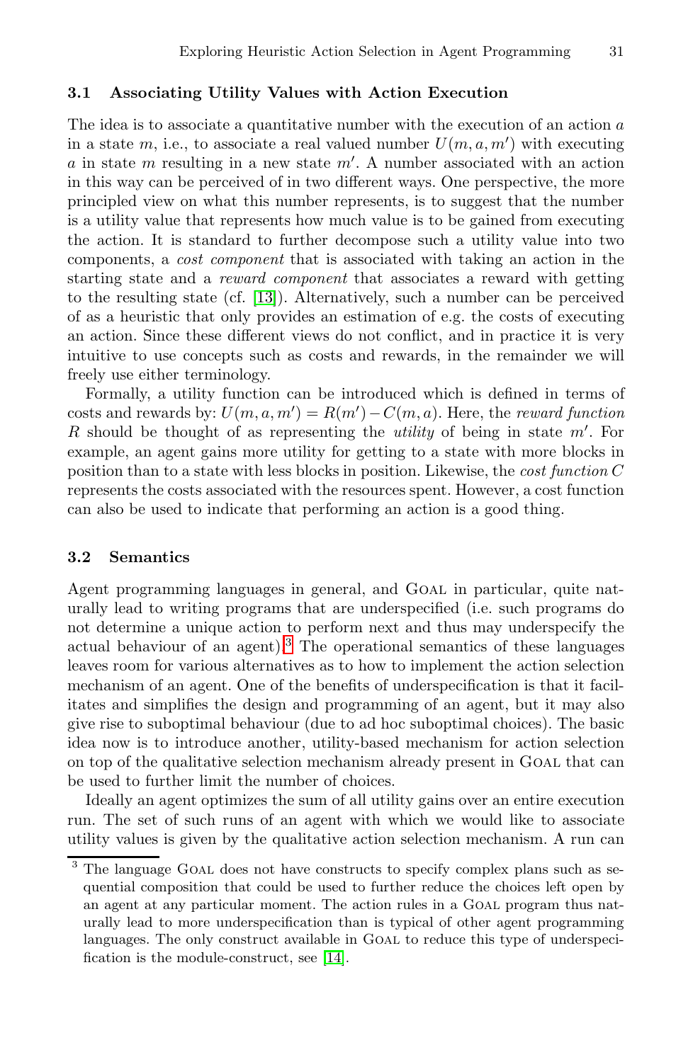### 3.1 Associating Utility Values with Action Execution

The idea is to associate a quantitative number with the execution of an action $a$ in a state $m$, i.e., to associate a real valued number $U(m, a, m')$ with executing $a$ in state $m$ resulting in a new state $m'$. A number associated with an action in this way can be perceived of in two different ways. One perspective, the more principled view on what this number represents, is to suggest that the number is a utility value that represents how much value is to be gained from executing the action. It is standard to further decompose such a utility value into two components, a *cost component* that is associated with taking an action in the starting state and a *reward component* that associates a reward with getting to the resulting state (cf. [13]). Alternatively, such a number can be perceived of as a heuristic that only provides an estimation of e.g. the costs of executing an action. Since these different views do not conflict, and in practice it is very intuitive to use concepts such as costs and rewards, in the remainder we will freely use either terminology.

Formally, a utility function can be introduced which is defined in terms of costs and rewards by: $U(m, a, m') = R(m') - C(m, a)$. Here, the *reward function* $R$ should be thought of as representing the *utility* of being in state $m'$. For example, an agent gains more utility for getting to a state with more blocks in position than to a state with less blocks in position. Likewise, the *cost function* $C$ represents the costs associated with the resources spent. However, a cost function can also be used to indicate that performing an action is a good thing.

### 3.2 Semantics

Agent programming languages in general, and GOAL in particular, quite naturally lead to writing programs that are underspecified (i.e. such programs do not determine a unique action to perform next and thus may underspecify the actual behaviour of an agent).[3] The operational semantics of these languages leaves room for various alternatives as to how to implement the action selection mechanism of an agent. One of the benefits of underspecification is that it facilitates and simplifies the design and programming of an agent, but it may also give rise to suboptimal behaviour (due to ad hoc suboptimal choices). The basic idea now is to introduce another, utility-based mechanism for action selection on top of the qualitative selection mechanism already present in GOAL that can be used to further limit the number of choices.

Ideally an agent optimizes the sum of all utility gains over an entire execution run. The set of such runs of an agent with which we would like to associate utility values is given by the qualitative action selection mechanism. A run can

[3] The language GOAL does not have constructs to specify complex plans such as sequential composition that could be used to further reduce the choices left open by an agent at any particular moment. The action rules in a GOAL program thus naturally lead to more underspecification than is typical of other agent programming languages. The only construct available in GOAL to reduce this type of underspecification is the module-construct, see [14].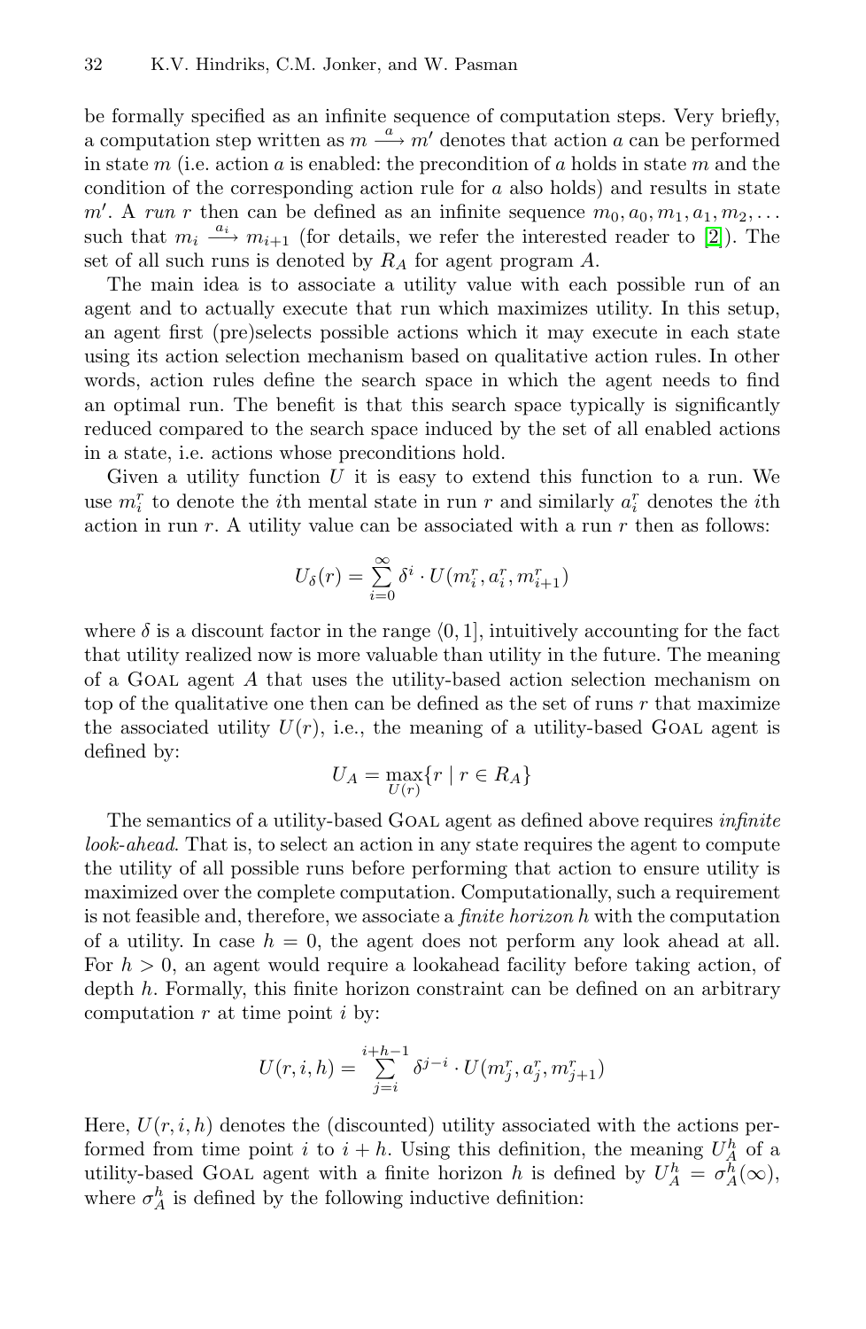be formally specified as an infinite sequence of computation steps. Very briefly, a computation step written as $m \xrightarrow{a} m'$ denotes that action $a$ can be performed in state $m$ (i.e. action $a$ is enabled: the precondition of $a$ holds in state $m$ and the condition of the corresponding action rule for $a$ also holds) and results in state $m'$. A *run* $r$ then can be defined as an infinite sequence $m_0, a_0, m_1, a_1, m_2, \ldots$ such that $m_i \xrightarrow{a_i} m_{i+1}$ (for details, we refer the interested reader to [2]). The set of all such runs is denoted by $R_A$ for agent program $A$.

The main idea is to associate a utility value with each possible run of an agent and to actually execute that run which maximizes utility. In this setup, an agent first (pre)selects possible actions which it may execute in each state using its action selection mechanism based on qualitative action rules. In other words, action rules define the search space in which the agent needs to find an optimal run. The benefit is that this search space typically is significantly reduced compared to the search space induced by the set of all enabled actions in a state, i.e. actions whose preconditions hold.

Given a utility function $U$ it is easy to extend this function to a run. We use $m_i^r$ to denote the $i$th mental state in run $r$ and similarly $a_i^r$ denotes the $i$th action in run $r$. A utility value can be associated with a run $r$ then as follows:

$$U_\delta(r) = \sum_{i=0}^{\infty} \delta^i \cdot U(m_i^r, a_i^r, m_{i+1}^r)$$

where $\delta$ is a discount factor in the range $\langle 0, 1]$, intuitively accounting for the fact that utility realized now is more valuable than utility in the future. The meaning of a Goal agent $A$ that uses the utility-based action selection mechanism on top of the qualitative one then can be defined as the set of runs $r$ that maximize the associated utility $U(r)$, i.e., the meaning of a utility-based Goal agent is defined by:

$$U_A = \max_{U(r)}\{r \mid r \in R_A\}$$

The semantics of a utility-based Goal agent as defined above requires *infinite look-ahead*. That is, to select an action in any state requires the agent to compute the utility of all possible runs before performing that action to ensure utility is maximized over the complete computation. Computationally, such a requirement is not feasible and, therefore, we associate a *finite horizon* $h$ with the computation of a utility. In case $h = 0$, the agent does not perform any look ahead at all. For $h > 0$, an agent would require a lookahead facility before taking action, of depth $h$. Formally, this finite horizon constraint can be defined on an arbitrary computation $r$ at time point $i$ by:

$$U(r, i, h) = \sum_{j=i}^{i+h-1} \delta^{j-i} \cdot U(m_j^r, a_j^r, m_{j+1}^r)$$

Here, $U(r, i, h)$ denotes the (discounted) utility associated with the actions performed from time point $i$ to $i + h$. Using this definition, the meaning $U_A^h$ of a utility-based Goal agent with a finite horizon $h$ is defined by $U_A^h = \sigma_A^h(\infty)$, where $\sigma_A^h$ is defined by the following inductive definition: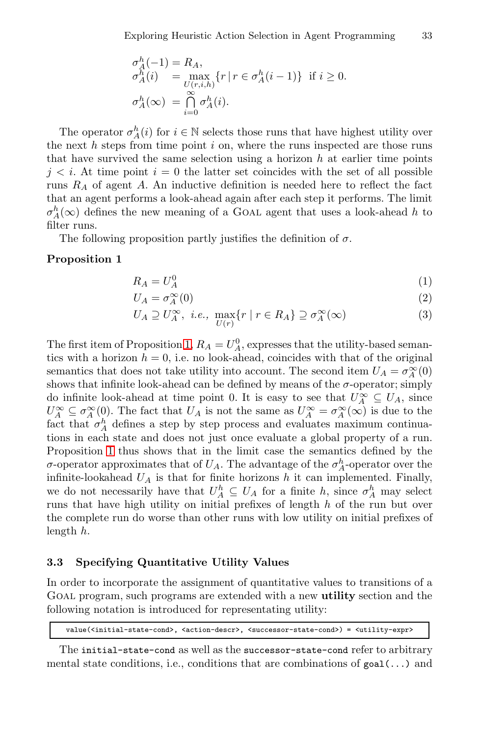$$
\begin{aligned}
\sigma_A^h(-1) &= R_A, \\
\sigma_A^h(i) &= \max_{U(r,i,h)} \{r \mid r \in \sigma_A^h(i-1)\} \text{ if } i \geq 0. \\
\sigma_A^h(\infty) &= \bigcap_{i=0}^{\infty} \sigma_A^h(i).
\end{aligned}
$$

The operator $\sigma_A^h(i)$ for $i \in \mathbb{N}$ selects those runs that have highest utility over the next $h$ steps from time point $i$ on, where the runs inspected are those runs that have survived the same selection using a horizon $h$ at earlier time points $j < i$. At time point $i = 0$ the latter set coincides with the set of all possible runs $R_A$ of agent $A$. An inductive definition is needed here to reflect the fact that an agent performs a look-ahead again after each step it performs. The limit $\sigma_A^h(\infty)$ defines the new meaning of a GOAL agent that uses a look-ahead $h$ to filter runs.

The following proposition partly justifies the definition of $\sigma$.

**Proposition 1**

$$R_A = U_A^0 \tag{1}$$

$$U_A = \sigma_A^\infty(0) \tag{2}$$

$$U_A \supseteq U_A^\infty, \text{ i.e., } \max_{U(r)}\{r \mid r \in R_A\} \supseteq \sigma_A^\infty(\infty) \tag{3}$$

The first item of Proposition 1, $R_A = U_A^0$, expresses that the utility-based semantics with a horizon $h = 0$, i.e. no look-ahead, coincides with that of the original semantics that does not take utility into account. The second item $U_A = \sigma_A^\infty(0)$ shows that infinite look-ahead can be defined by means of the $\sigma$-operator; simply do infinite look-ahead at time point 0. It is easy to see that $U_A^\infty \subseteq U_A$, since $U_A^\infty \subseteq \sigma_A^\infty(0)$. The fact that $U_A$ is not the same as $U_A^\infty = \sigma_A^\infty(\infty)$ is due to the fact that $\sigma_A^h$ defines a step by step process and evaluates maximum continuations in each state and does not just once evaluate a global property of a run. Proposition 1 thus shows that in the limit case the semantics defined by the $\sigma$-operator approximates that of $U_A$. The advantage of the $\sigma_A^h$-operator over the infinite-lookahead $U_A$ is that for finite horizons $h$ it can implemented. Finally, we do not necessarily have that $U_A^h \subseteq U_A$ for a finite $h$, since $\sigma_A^h$ may select runs that have high utility on initial prefixes of length $h$ of the run but over the complete run do worse than other runs with low utility on initial prefixes of length $h$.

### 3.3 Specifying Quantitative Utility Values

In order to incorporate the assignment of quantitative values to transitions of a GOAL program, such programs are extended with a new **utility** section and the following notation is introduced for representating utility:

```
value(<initial-state-cond>, <action-descr>, <successor-state-cond>) = <utility-expr>
```

The `initial-state-cond` as well as the `successor-state-cond` refer to arbitrary mental state conditions, i.e., conditions that are combinations of `goal(...)` and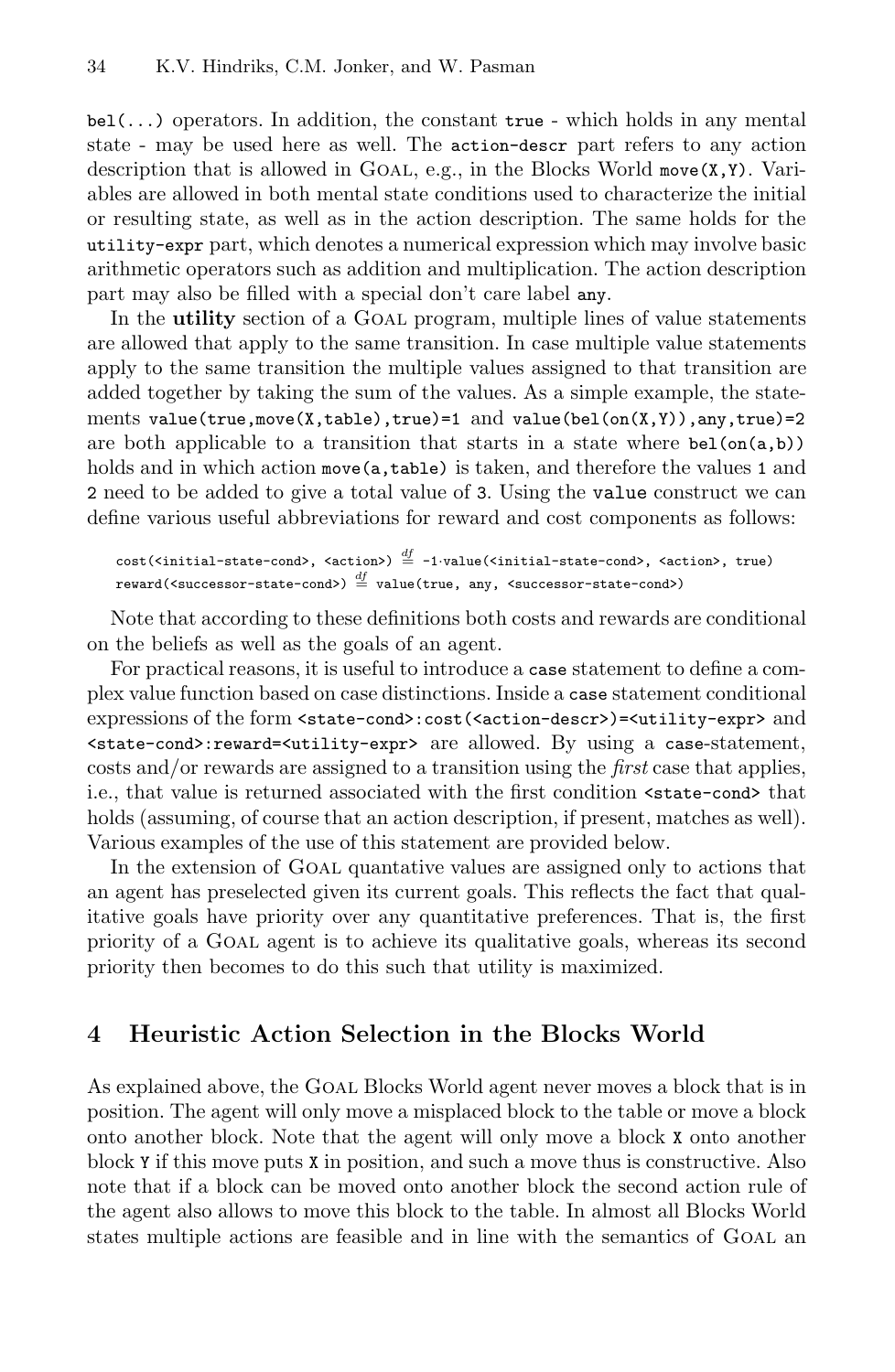`bel(...)` operators. In addition, the constant `true` - which holds in any mental state - may be used here as well. The `action-descr` part refers to any action description that is allowed in Goal, e.g., in the Blocks World `move(X,Y)`. Variables are allowed in both mental state conditions used to characterize the initial or resulting state, as well as in the action description. The same holds for the `utility-expr` part, which denotes a numerical expression which may involve basic arithmetic operators such as addition and multiplication. The action description part may also be filled with a special don't care label `any`.

In the **utility** section of a Goal program, multiple lines of value statements are allowed that apply to the same transition. In case multiple value statements apply to the same transition the multiple values assigned to that transition are added together by taking the sum of the values. As a simple example, the statements `value(true,move(X,table),true)=1` and `value(bel(on(X,Y)),any,true)=2` are both applicable to a transition that starts in a state where `bel(on(a,b))` holds and in which action `move(a,table)` is taken, and therefore the values `1` and `2` need to be added to give a total value of `3`. Using the `value` construct we can define various useful abbreviations for reward and cost components as follows:

```
cost(<initial-state-cond>, <action>) ≝ -1·value(<initial-state-cond>, <action>, true)
reward(<successor-state-cond>) ≝ value(true, any, <successor-state-cond>)
```

Note that according to these definitions both costs and rewards are conditional on the beliefs as well as the goals of an agent.

For practical reasons, it is useful to introduce a `case` statement to define a complex value function based on case distinctions. Inside a `case` statement conditional expressions of the form `<state-cond>:cost(<action-descr>)=<utility-expr>` and `<state-cond>:reward=<utility-expr>` are allowed. By using a `case`-statement, costs and/or rewards are assigned to a transition using the *first* case that applies, i.e., that value is returned associated with the first condition `<state-cond>` that holds (assuming, of course that an action description, if present, matches as well). Various examples of the use of this statement are provided below.

In the extension of Goal quantative values are assigned only to actions that an agent has preselected given its current goals. This reflects the fact that qualitative goals have priority over any quantitative preferences. That is, the first priority of a Goal agent is to achieve its qualitative goals, whereas its second priority then becomes to do this such that utility is maximized.

## 4 Heuristic Action Selection in the Blocks World

As explained above, the Goal Blocks World agent never moves a block that is in position. The agent will only move a misplaced block to the table or move a block onto another block. Note that the agent will only move a block `X` onto another block `Y` if this move puts `X` in position, and such a move thus is constructive. Also note that if a block can be moved onto another block the second action rule of the agent also allows to move this block to the table. In almost all Blocks World states multiple actions are feasible and in line with the semantics of Goal an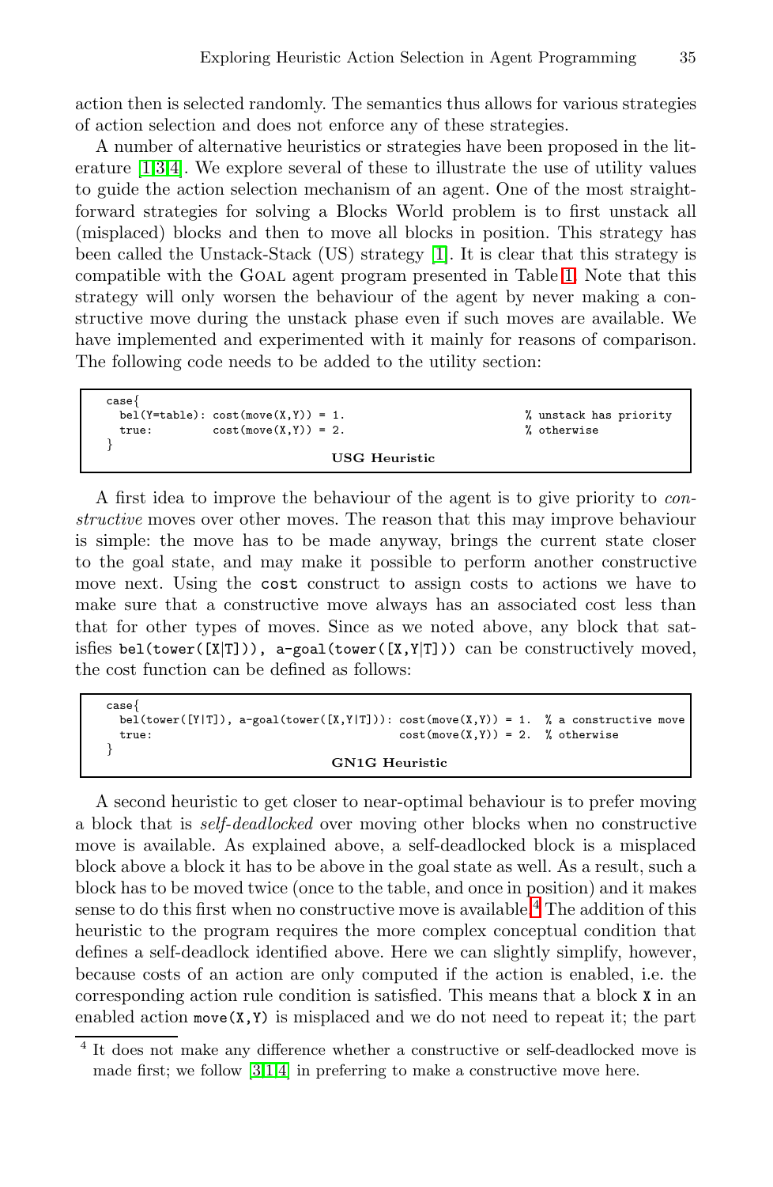action then is selected randomly. The semantics thus allows for various strategies of action selection and does not enforce any of these strategies.

A number of alternative heuristics or strategies have been proposed in the literature [1,3,4]. We explore several of these to illustrate the use of utility values to guide the action selection mechanism of an agent. One of the most straightforward strategies for solving a Blocks World problem is to first unstack all (misplaced) blocks and then to move all blocks in position. This strategy has been called the Unstack-Stack (US) strategy [1]. It is clear that this strategy is compatible with the Goal agent program presented in Table 1. Note that this strategy will only worsen the behaviour of the agent by never making a constructive move during the unstack phase even if such moves are available. We have implemented and experimented with it mainly for reasons of comparison. The following code needs to be added to the utility section:

```
case{
  bel(Y=table): cost(move(X,Y)) = 1.                    % unstack has priority
  true:         cost(move(X,Y)) = 2.                    % otherwise
}
```

**USG Heuristic**

A first idea to improve the behaviour of the agent is to give priority to *constructive* moves over other moves. The reason that this may improve behaviour is simple: the move has to be made anyway, brings the current state closer to the goal state, and may make it possible to perform another constructive move next. Using the `cost` construct to assign costs to actions we have to make sure that a constructive move always has an associated cost less than that for other types of moves. Since as we noted above, any block that satisfies `bel(tower([X|T])), a-goal(tower([X,Y|T]))` can be constructively moved, the cost function can be defined as follows:

```
case{
  bel(tower([Y|T]), a-goal(tower([X,Y|T]))): cost(move(X,Y)) = 1.  % a constructive move
  true:                                      cost(move(X,Y)) = 2.  % otherwise
}
```

**GN1G Heuristic**

A second heuristic to get closer to near-optimal behaviour is to prefer moving a block that is *self-deadlocked* over moving other blocks when no constructive move is available. As explained above, a self-deadlocked block is a misplaced block above a block it has to be above in the goal state as well. As a result, such a block has to be moved twice (once to the table, and once in position) and it makes sense to do this first when no constructive move is available.[4] The addition of this heuristic to the program requires the more complex conceptual condition that defines a self-deadlock identified above. Here we can slightly simplify, however, because costs of an action are only computed if the action is enabled, i.e. the corresponding action rule condition is satisfied. This means that a block `X` in an enabled action `move(X,Y)` is misplaced and we do not need to repeat it; the part

[4] It does not make any difference whether a constructive or self-deadlocked move is made first; we follow [3,1,4] in preferring to make a constructive move here.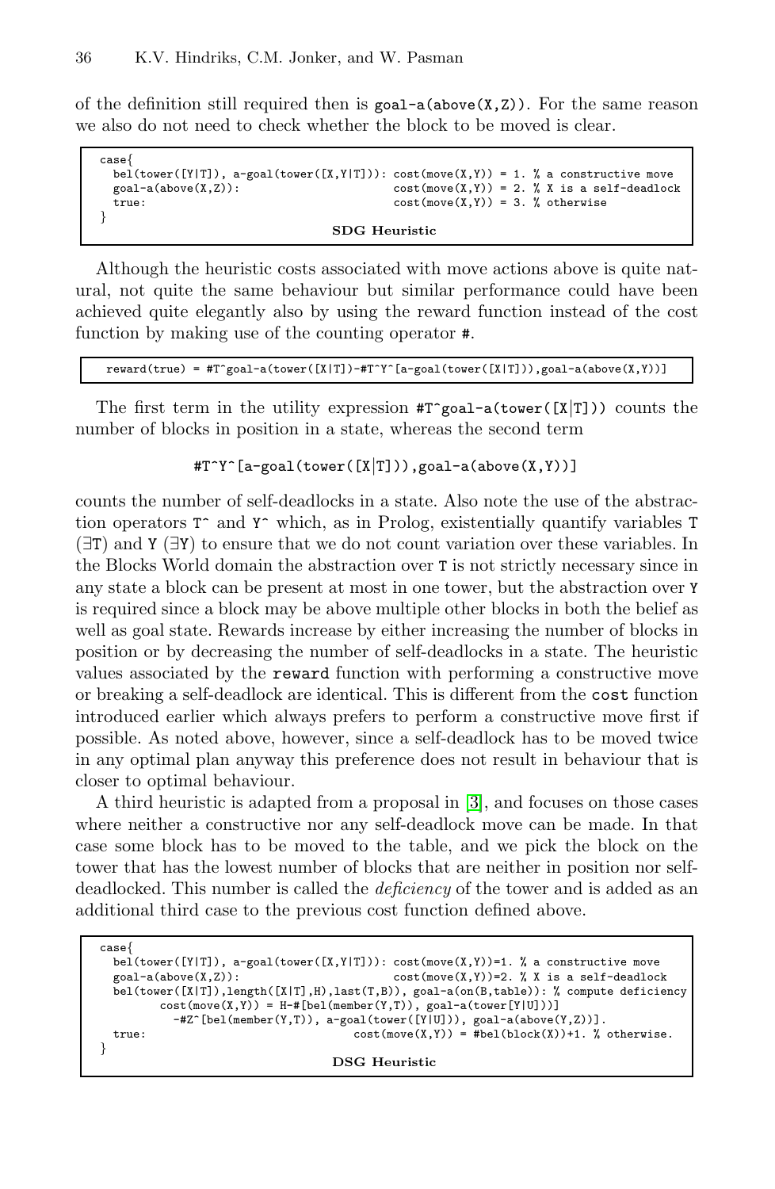of the definition still required then is `goal-a(above(X,Z))`. For the same reason we also do not need to check whether the block to be moved is clear.

```
case{
  bel(tower([Y|T]), a-goal(tower([X,Y|T])): cost(move(X,Y)) = 1. % a constructive move
  goal-a(above(X,Z)):                        cost(move(X,Y)) = 2. % X is a self-deadlock
  true:                                      cost(move(X,Y)) = 3. % otherwise
}
```

**SDG Heuristic**

Although the heuristic costs associated with move actions above is quite natural, not quite the same behaviour but similar performance could have been achieved quite elegantly also by using the reward function instead of the cost function by making use of the counting operator `#`.

```
reward(true) = #T^goal-a(tower([X|T])-#T^Y^[a-goal(tower([X|T])),goal-a(above(X,Y))]
```

The first term in the utility expression `#T^goal-a(tower([X|T]))` counts the number of blocks in position in a state, whereas the second term

`#T^Y^[a-goal(tower([X|T])),goal-a(above(X,Y))]`

counts the number of self-deadlocks in a state. Also note the use of the abstraction operators `T^` and `Y^` which, as in Prolog, existentially quantify variables `T` ($\exists$`T`) and `Y` ($\exists$`Y`) to ensure that we do not count variation over these variables. In the Blocks World domain the abstraction over `T` is not strictly necessary since in any state a block can be present at most in one tower, but the abstraction over `Y` is required since a block may be above multiple other blocks in both the belief as well as goal state. Rewards increase by either increasing the number of blocks in position or by decreasing the number of self-deadlocks in a state. The heuristic values associated by the `reward` function with performing a constructive move or breaking a self-deadlock are identical. This is different from the `cost` function introduced earlier which always prefers to perform a constructive move first if possible. As noted above, however, since a self-deadlock has to be moved twice in any optimal plan anyway this preference does not result in behaviour that is closer to optimal behaviour.

A third heuristic is adapted from a proposal in [3], and focuses on those cases where neither a constructive nor any self-deadlock move can be made. In that case some block has to be moved to the table, and we pick the block on the tower that has the lowest number of blocks that are neither in position nor self-deadlocked. This number is called the *deficiency* of the tower and is added as an additional third case to the previous cost function defined above.

```
case{
  bel(tower([Y|T]), a-goal(tower([X,Y|T])): cost(move(X,Y))=1. % a constructive move
  goal-a(above(X,Z)):                        cost(move(X,Y))=2. % X is a self-deadlock
  bel(tower([X|T]),length([X|T],H),last(T,B)), goal-a(on(B,table)): % compute deficiency
        cost(move(X,Y)) = H-#[bel(member(Y,T)), goal-a(tower[Y|U]))]
          -#Z^[bel(member(Y,T)), a-goal(tower([Y|U])), goal-a(above(Y,Z))].
  true:                                cost(move(X,Y)) = #bel(block(X))+1. % otherwise.
}
```

**DSG Heuristic**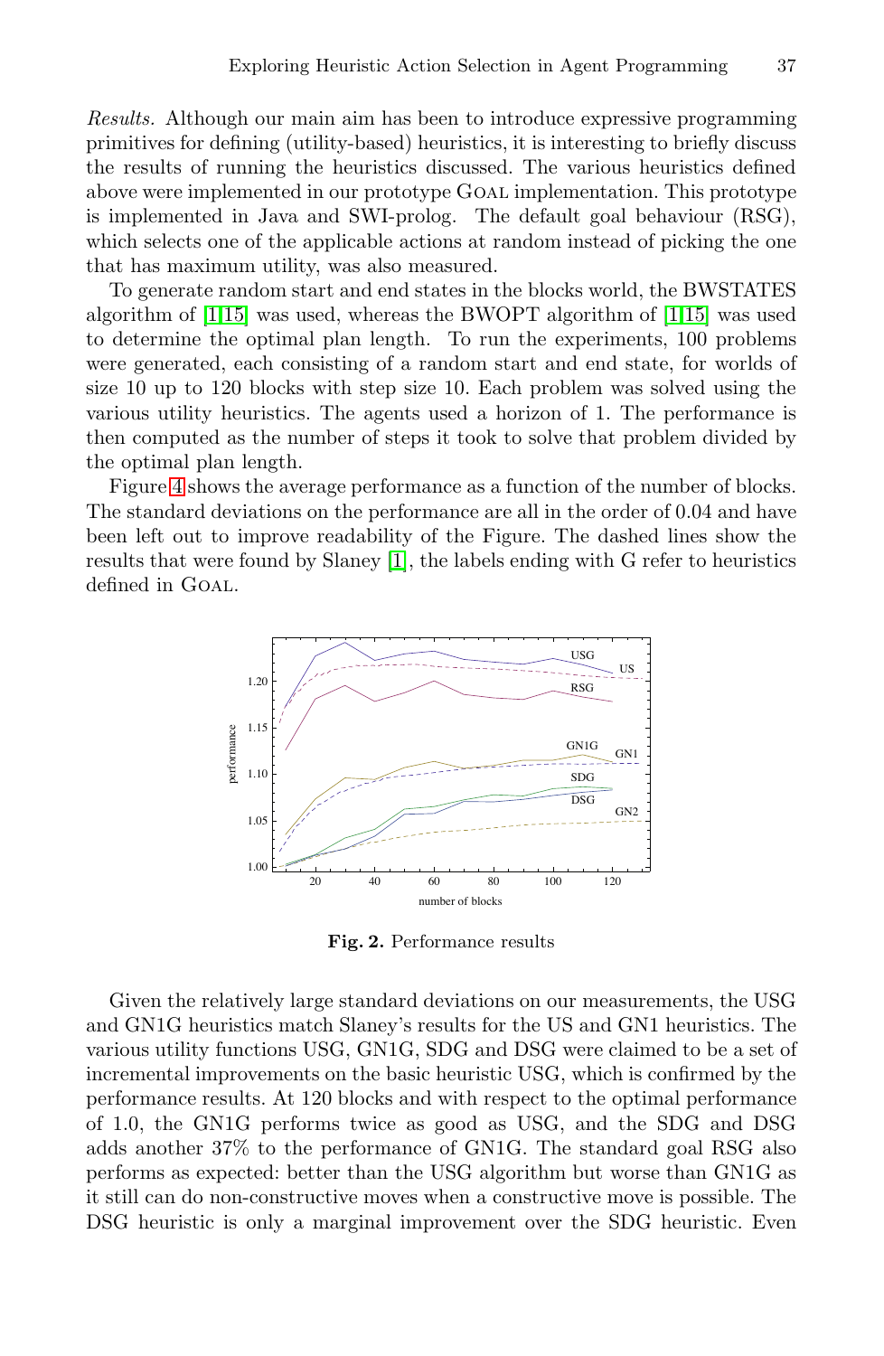*Results.* Although our main aim has been to introduce expressive programming primitives for defining (utility-based) heuristics, it is interesting to briefly discuss the results of running the heuristics discussed. The various heuristics defined above were implemented in our prototype GOAL implementation. This prototype is implemented in Java and SWI-prolog. The default goal behaviour (RSG), which selects one of the applicable actions at random instead of picking the one that has maximum utility, was also measured.

To generate random start and end states in the blocks world, the BWSTATES algorithm of [1,15] was used, whereas the BWOPT algorithm of [1,15] was used to determine the optimal plan length. To run the experiments, 100 problems were generated, each consisting of a random start and end state, for worlds of size 10 up to 120 blocks with step size 10. Each problem was solved using the various utility heuristics. The agents used a horizon of 1. The performance is then computed as the number of steps it took to solve that problem divided by the optimal plan length.

Figure 4 shows the average performance as a function of the number of blocks. The standard deviations on the performance are all in the order of 0.04 and have been left out to improve readability of the Figure. The dashed lines show the results that were found by Slaney [1], the labels ending with G refer to heuristics defined in GOAL.

**Fig. 2.** Performance results

Given the relatively large standard deviations on our measurements, the USG and GN1G heuristics match Slaney's results for the US and GN1 heuristics. The various utility functions USG, GN1G, SDG and DSG were claimed to be a set of incremental improvements on the basic heuristic USG, which is confirmed by the performance results. At 120 blocks and with respect to the optimal performance of 1.0, the GN1G performs twice as good as USG, and the SDG and DSG adds another 37% to the performance of GN1G. The standard goal RSG also performs as expected: better than the USG algorithm but worse than GN1G as it still can do non-constructive moves when a constructive move is possible. The DSG heuristic is only a marginal improvement over the SDG heuristic. Even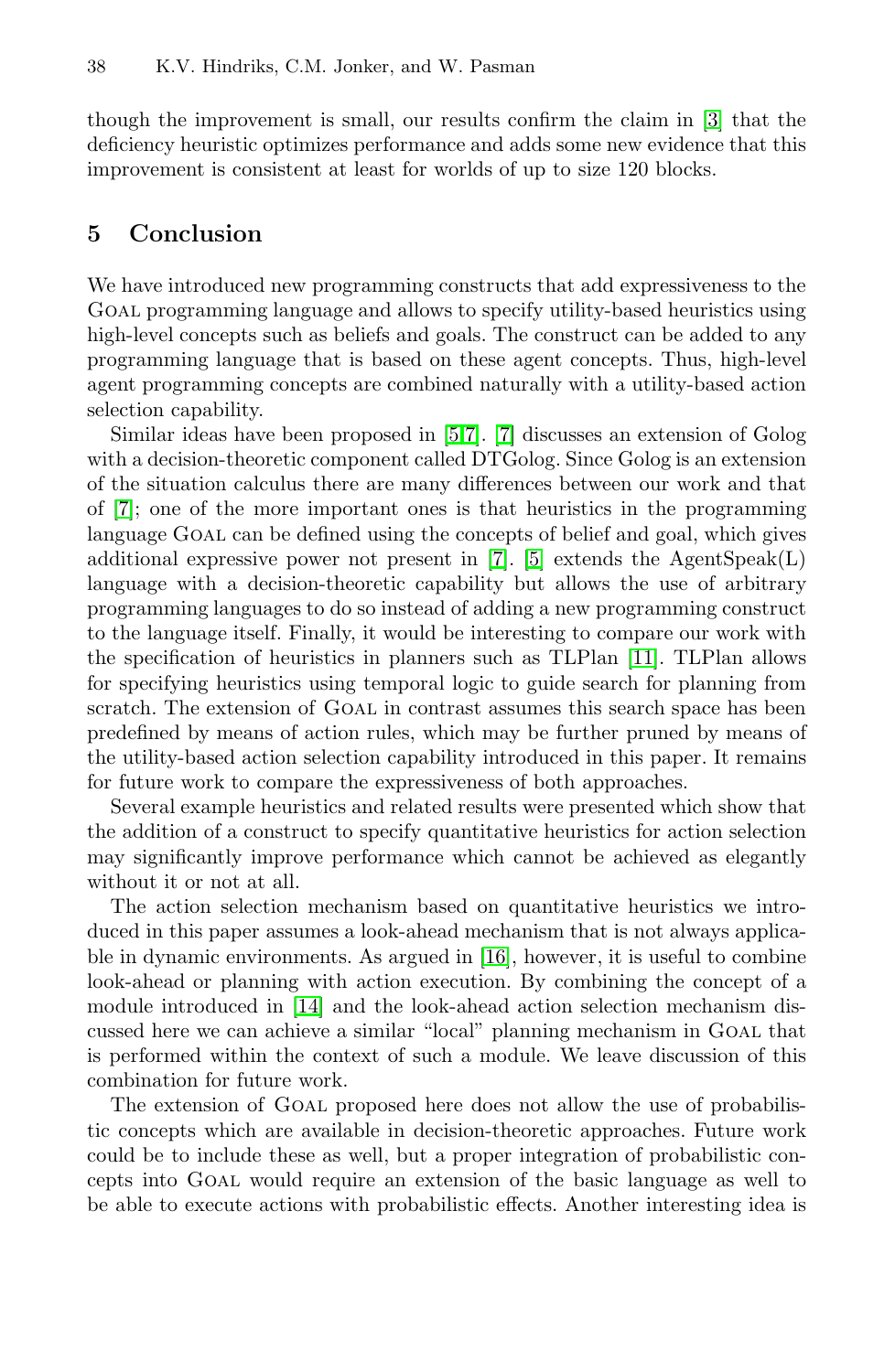though the improvement is small, our results confirm the claim in [3] that the deficiency heuristic optimizes performance and adds some new evidence that this improvement is consistent at least for worlds of up to size 120 blocks.

## 5 Conclusion

We have introduced new programming constructs that add expressiveness to the Goal programming language and allows to specify utility-based heuristics using high-level concepts such as beliefs and goals. The construct can be added to any programming language that is based on these agent concepts. Thus, high-level agent programming concepts are combined naturally with a utility-based action selection capability.

Similar ideas have been proposed in [5,7]. [7] discusses an extension of Golog with a decision-theoretic component called DTGolog. Since Golog is an extension of the situation calculus there are many differences between our work and that of [7]; one of the more important ones is that heuristics in the programming language Goal can be defined using the concepts of belief and goal, which gives additional expressive power not present in [7]. [5] extends the AgentSpeak(L) language with a decision-theoretic capability but allows the use of arbitrary programming languages to do so instead of adding a new programming construct to the language itself. Finally, it would be interesting to compare our work with the specification of heuristics in planners such as TLPlan [11]. TLPlan allows for specifying heuristics using temporal logic to guide search for planning from scratch. The extension of Goal in contrast assumes this search space has been predefined by means of action rules, which may be further pruned by means of the utility-based action selection capability introduced in this paper. It remains for future work to compare the expressiveness of both approaches.

Several example heuristics and related results were presented which show that the addition of a construct to specify quantitative heuristics for action selection may significantly improve performance which cannot be achieved as elegantly without it or not at all.

The action selection mechanism based on quantitative heuristics we introduced in this paper assumes a look-ahead mechanism that is not always applicable in dynamic environments. As argued in [16], however, it is useful to combine look-ahead or planning with action execution. By combining the concept of a module introduced in [14] and the look-ahead action selection mechanism discussed here we can achieve a similar "local" planning mechanism in Goal that is performed within the context of such a module. We leave discussion of this combination for future work.

The extension of Goal proposed here does not allow the use of probabilistic concepts which are available in decision-theoretic approaches. Future work could be to include these as well, but a proper integration of probabilistic concepts into Goal would require an extension of the basic language as well to be able to execute actions with probabilistic effects. Another interesting idea is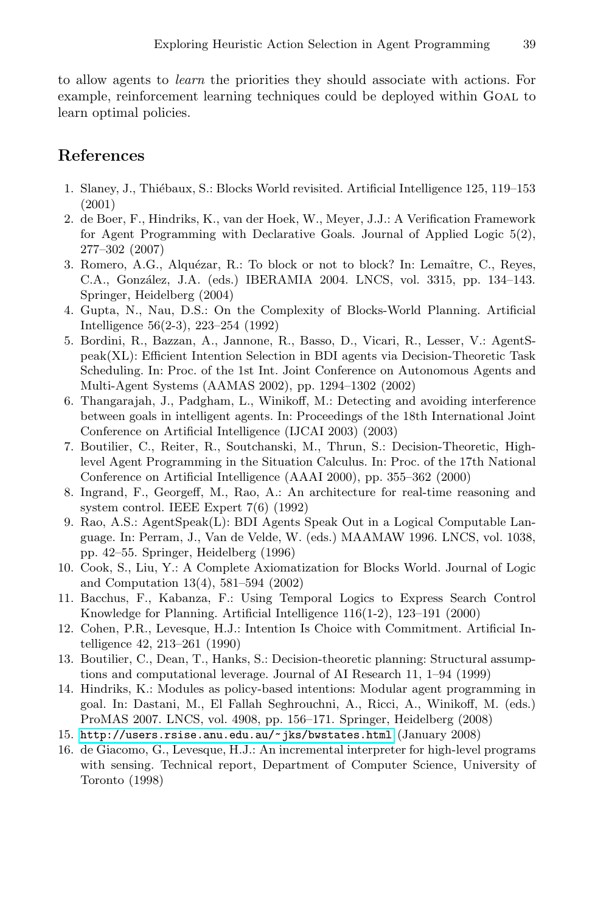to allow agents to *learn* the priorities they should associate with actions. For example, reinforcement learning techniques could be deployed within GOAL to learn optimal policies.

## References

1. Slaney, J., Thiébaux, S.: Blocks World revisited. Artificial Intelligence 125, 119–153 (2001)
2. de Boer, F., Hindriks, K., van der Hoek, W., Meyer, J.J.: A Verification Framework for Agent Programming with Declarative Goals. Journal of Applied Logic 5(2), 277–302 (2007)
3. Romero, A.G., Alquézar, R.: To block or not to block? In: Lemaître, C., Reyes, C.A., González, J.A. (eds.) IBERAMIA 2004. LNCS, vol. 3315, pp. 134–143. Springer, Heidelberg (2004)
4. Gupta, N., Nau, D.S.: On the Complexity of Blocks-World Planning. Artificial Intelligence 56(2-3), 223–254 (1992)
5. Bordini, R., Bazzan, A., Jannone, R., Basso, D., Vicari, R., Lesser, V.: AgentSpeak(XL): Efficient Intention Selection in BDI agents via Decision-Theoretic Task Scheduling. In: Proc. of the 1st Int. Joint Conference on Autonomous Agents and Multi-Agent Systems (AAMAS 2002), pp. 1294–1302 (2002)
6. Thangarajah, J., Padgham, L., Winikoff, M.: Detecting and avoiding interference between goals in intelligent agents. In: Proceedings of the 18th International Joint Conference on Artificial Intelligence (IJCAI 2003) (2003)
7. Boutilier, C., Reiter, R., Soutchanski, M., Thrun, S.: Decision-Theoretic, High-level Agent Programming in the Situation Calculus. In: Proc. of the 17th National Conference on Artificial Intelligence (AAAI 2000), pp. 355–362 (2000)
8. Ingrand, F., Georgeff, M., Rao, A.: An architecture for real-time reasoning and system control. IEEE Expert 7(6) (1992)
9. Rao, A.S.: AgentSpeak(L): BDI Agents Speak Out in a Logical Computable Language. In: Perram, J., Van de Velde, W. (eds.) MAAMAW 1996. LNCS, vol. 1038, pp. 42–55. Springer, Heidelberg (1996)
10. Cook, S., Liu, Y.: A Complete Axiomatization for Blocks World. Journal of Logic and Computation 13(4), 581–594 (2002)
11. Bacchus, F., Kabanza, F.: Using Temporal Logics to Express Search Control Knowledge for Planning. Artificial Intelligence 116(1-2), 123–191 (2000)
12. Cohen, P.R., Levesque, H.J.: Intention Is Choice with Commitment. Artificial Intelligence 42, 213–261 (1990)
13. Boutilier, C., Dean, T., Hanks, S.: Decision-theoretic planning: Structural assumptions and computational leverage. Journal of AI Research 11, 1–94 (1999)
14. Hindriks, K.: Modules as policy-based intentions: Modular agent programming in goal. In: Dastani, M., El Fallah Seghrouchni, A., Ricci, A., Winikoff, M. (eds.) ProMAS 2007. LNCS, vol. 4908, pp. 156–171. Springer, Heidelberg (2008)
15. http://users.rsise.anu.edu.au/~jks/bwstates.html (January 2008)
16. de Giacomo, G., Levesque, H.J.: An incremental interpreter for high-level programs with sensing. Technical report, Department of Computer Science, University of Toronto (1998)